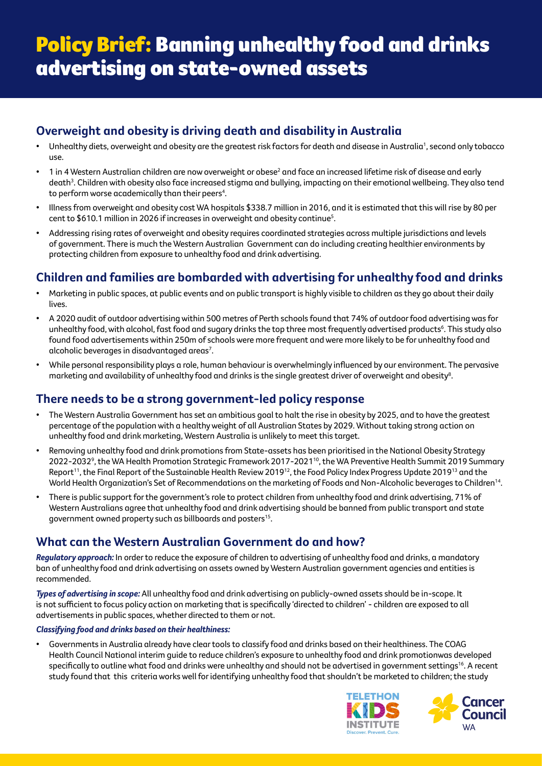# Policy Brief: Banning unhealthy food and drinks advertising on state-owned assets

## Overweight and obesity is driving death and disability in Australia

- Unhealthy diets, overweight and obesity are the greatest risk factors for death and disease in Australia[1], second only tobacco use.
- 1 in 4 Western Australian children are now overweight or obese[2] and face an increased lifetime risk of disease and early death[3]. Children with obesity also face increased stigma and bullying, impacting on their emotional wellbeing. They also tend to perform worse academically than their peers[4].
- Illness from overweight and obesity cost WA hospitals $338.7 million in 2016, and it is estimated that this will rise by 80 per cent to $610.1 million in 2026 if increases in overweight and obesity continue[5].
- Addressing rising rates of overweight and obesity requires coordinated strategies across multiple jurisdictions and levels of government. There is much the Western Australian Government can do including creating healthier environments by protecting children from exposure to unhealthy food and drink advertising.

## Children and families are bombarded with advertising for unhealthy food and drinks

- Marketing in public spaces, at public events and on public transport is highly visible to children as they go about their daily lives.
- A 2020 audit of outdoor advertising within 500 metres of Perth schools found that 74% of outdoor food advertising was for unhealthy food, with alcohol, fast food and sugary drinks the top three most frequently advertised products[6]. This study also found food advertisements within 250m of schools were more frequent and were more likely to be for unhealthy food and alcoholic beverages in disadvantaged areas[7].
- While personal responsibility plays a role, human behaviour is overwhelmingly influenced by our environment. The pervasive marketing and availability of unhealthy food and drinks is the single greatest driver of overweight and obesity[8].

## There needs to be a strong government-led policy response

- The Western Australia Government has set an ambitious goal to halt the rise in obesity by 2025, and to have the greatest percentage of the population with a healthy weight of all Australian States by 2029. Without taking strong action on unhealthy food and drink marketing, Western Australia is unlikely to meet this target.
- Removing unhealthy food and drink promotions from State-assets has been prioritised in the National Obesity Strategy 2022-2032[9], the WA Health Promotion Strategic Framework 2017-2021[10], the WA Preventive Health Summit 2019 Summary Report[11], the Final Report of the Sustainable Health Review 2019[12], the Food Policy Index Progress Update 2019[13] and the World Health Organization's Set of Recommendations on the marketing of Foods and Non-Alcoholic beverages to Children[14].
- There is public support for the government's role to protect children from unhealthy food and drink advertising, 71% of Western Australians agree that unhealthy food and drink advertising should be banned from public transport and state government owned property such as billboards and posters[15].

## What can the Western Australian Government do and how?

***Regulatory approach:*** In order to reduce the exposure of children to advertising of unhealthy food and drinks, a mandatory ban of unhealthy food and drink advertising on assets owned by Western Australian government agencies and entities is recommended.

***Types of advertising in scope:*** All unhealthy food and drink advertising on publicly-owned assets should be in-scope. It is not sufficient to focus policy action on marketing that is specifically 'directed to children' - children are exposed to all advertisements in public spaces, whether directed to them or not.

***Classifying food and drinks based on their healthiness:***

- Governments in Australia already have clear tools to classify food and drinks based on their healthiness. The COAG Health Council National interim guide to reduce children's exposure to unhealthy food and drink promotionwas developed specifically to outline what food and drinks were unhealthy and should not be advertised in government settings[16]. A recent study found that this criteria works well for identifying unhealthy food that shouldn't be marketed to children; the study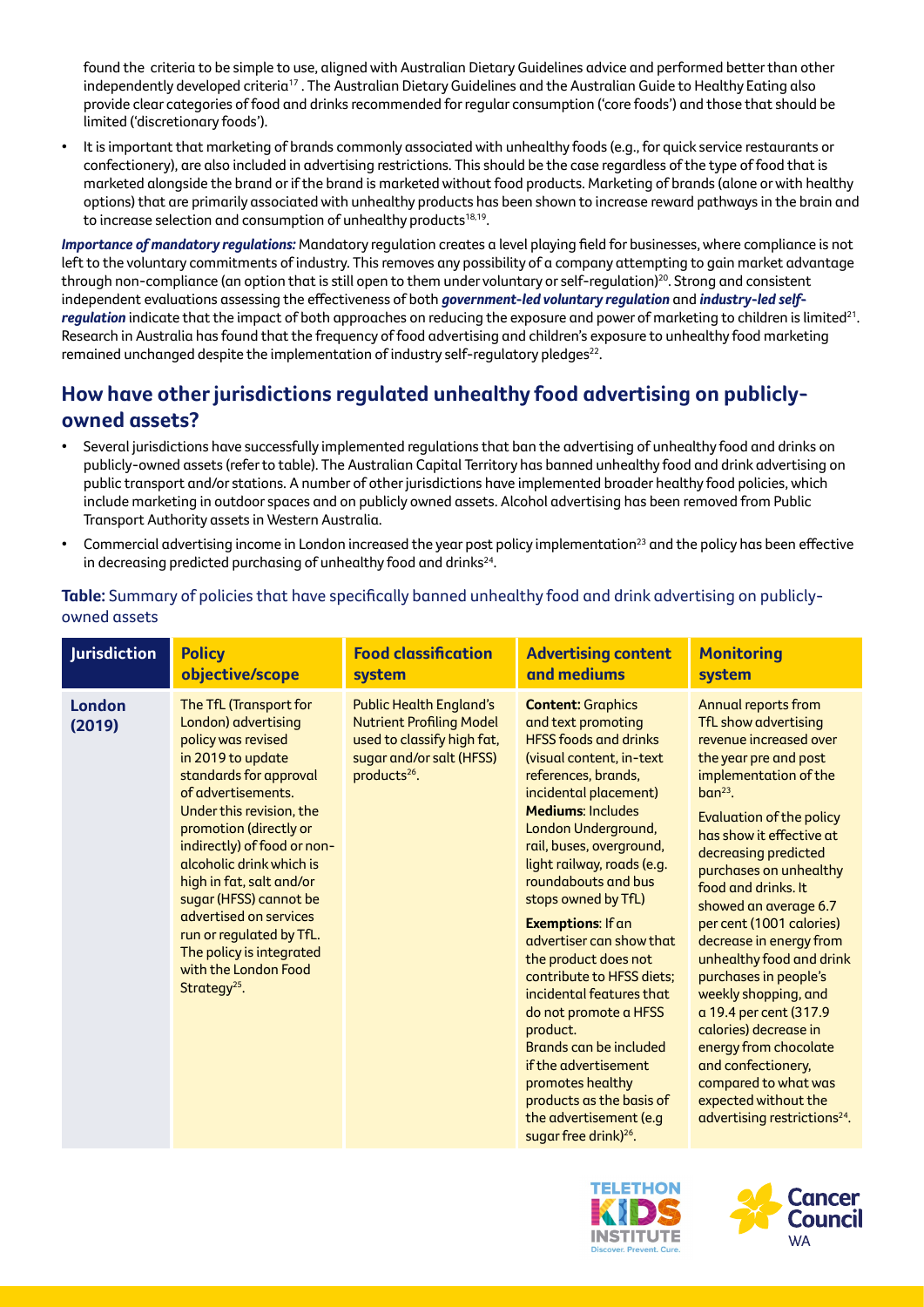found the criteria to be simple to use, aligned with Australian Dietary Guidelines advice and performed better than other independently developed criteria[17]. The Australian Dietary Guidelines and the Australian Guide to Healthy Eating also provide clear categories of food and drinks recommended for regular consumption ('core foods') and those that should be limited ('discretionary foods').

- It is important that marketing of brands commonly associated with unhealthy foods (e.g., for quick service restaurants or confectionery), are also included in advertising restrictions. This should be the case regardless of the type of food that is marketed alongside the brand or if the brand is marketed without food products. Marketing of brands (alone or with healthy options) that are primarily associated with unhealthy products has been shown to increase reward pathways in the brain and to increase selection and consumption of unhealthy products[18,19].

***Importance of mandatory regulations:*** Mandatory regulation creates a level playing field for businesses, where compliance is not left to the voluntary commitments of industry. This removes any possibility of a company attempting to gain market advantage through non-compliance (an option that is still open to them under voluntary or self-regulation)[20]. Strong and consistent independent evaluations assessing the effectiveness of both ***government-led voluntary regulation*** and ***industry-led self-regulation*** indicate that the impact of both approaches on reducing the exposure and power of marketing to children is limited[21]. Research in Australia has found that the frequency of food advertising and children's exposure to unhealthy food marketing remained unchanged despite the implementation of industry self-regulatory pledges[22].

## How have other jurisdictions regulated unhealthy food advertising on publicly-owned assets?

- Several jurisdictions have successfully implemented regulations that ban the advertising of unhealthy food and drinks on publicly-owned assets (refer to table). The Australian Capital Territory has banned unhealthy food and drink advertising on public transport and/or stations. A number of other jurisdictions have implemented broader healthy food policies, which include marketing in outdoor spaces and on publicly owned assets. Alcohol advertising has been removed from Public Transport Authority assets in Western Australia.
- Commercial advertising income in London increased the year post policy implementation[23] and the policy has been effective in decreasing predicted purchasing of unhealthy food and drinks[24].

**Table:** Summary of policies that have specifically banned unhealthy food and drink advertising on publicly-owned assets

| Jurisdiction | Policy objective/scope | Food classification system | Advertising content and mediums | Monitoring system |
|---|---|---|---|---|
| **London (2019)** | The TfL (Transport for London) advertising policy was revised in 2019 to update standards for approval of advertisements. Under this revision, the promotion (directly or indirectly) of food or non-alcoholic drink which is high in fat, salt and/or sugar (HFSS) cannot be advertised on services run or regulated by TfL. The policy is integrated with the London Food Strategy[25]. | Public Health England's Nutrient Profiling Model used to classify high fat, sugar and/or salt (HFSS) products[26]. | **Content:** Graphics and text promoting HFSS foods and drinks (visual content, in-text references, brands, incidental placement)<br>**Mediums**: Includes London Underground, rail, buses, overground, light railway, roads (e.g. roundabouts and bus stops owned by TfL)<br>**Exemptions**: If an advertiser can show that the product does not contribute to HFSS diets; incidental features that do not promote a HFSS product.<br>Brands can be included if the advertisement promotes healthy products as the basis of the advertisement (e.g sugar free drink)[26]. | Annual reports from TfL show advertising revenue increased over the year pre and post implementation of the ban[23].<br>Evaluation of the policy has show it effective at decreasing predicted purchases on unhealthy food and drinks. It showed an average 6.7 per cent (1001 calories) decrease in energy from unhealthy food and drink purchases in people's weekly shopping, and a 19.4 per cent (317.9 calories) decrease in energy from chocolate and confectionery, compared to what was expected without the advertising restrictions[24]. |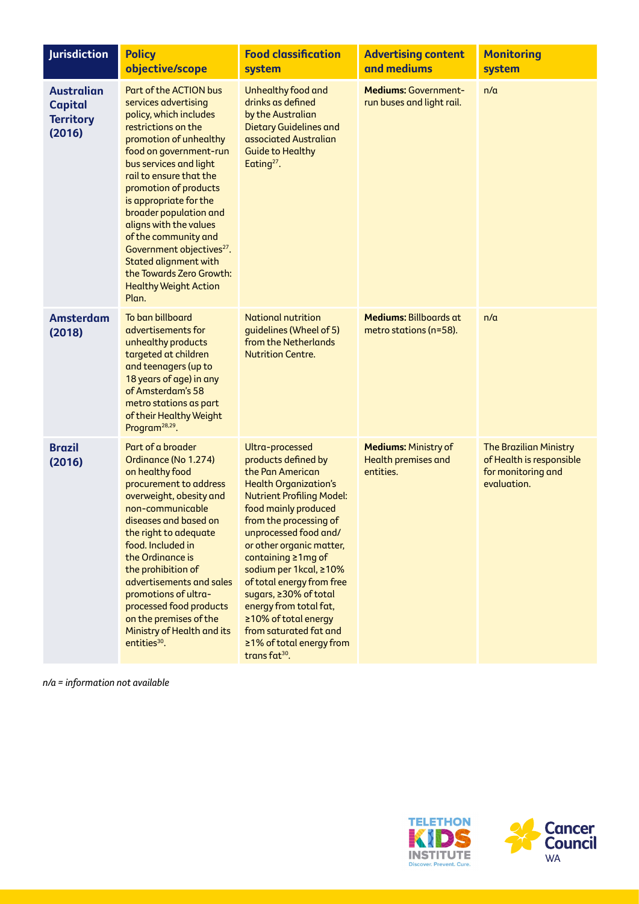| Jurisdiction | Policy objective/scope | Food classification system | Advertising content and mediums | Monitoring system |
| --- | --- | --- | --- | --- |
| **Australian Capital Territory (2016)** | Part of the ACTION bus services advertising policy, which includes restrictions on the promotion of unhealthy food on government-run bus services and light rail to ensure that the promotion of products is appropriate for the broader population and aligns with the values of the community and Government objectives[27]. Stated alignment with the Towards Zero Growth: Healthy Weight Action Plan. | Unhealthy food and drinks as defined by the Australian Dietary Guidelines and associated Australian Guide to Healthy Eating[27]. | **Mediums:** Government-run buses and light rail. | n/a |
| **Amsterdam (2018)** | To ban billboard advertisements for unhealthy products targeted at children and teenagers (up to 18 years of age) in any of Amsterdam's 58 metro stations as part of their Healthy Weight Program[28,29]. | National nutrition guidelines (Wheel of 5) from the Netherlands Nutrition Centre. | **Mediums:** Billboards at metro stations (n=58). | n/a |
| **Brazil (2016)** | Part of a broader Ordinance (No 1.274) on healthy food procurement to address overweight, obesity and non-communicable diseases and based on the right to adequate food. Included in the Ordinance is the prohibition of advertisements and sales promotions of ultra-processed food products on the premises of the Ministry of Health and its entities[30]. | Ultra-processed products defined by the Pan American Health Organization's Nutrient Profiling Model: food mainly produced from the processing of unprocessed food and/or other organic matter, containing ≥1mg of sodium per 1kcal, ≥10% of total energy from free sugars, ≥30% of total energy from total fat, ≥10% of total energy from saturated fat and ≥1% of total energy from trans fat[30]. | **Mediums:** Ministry of Health premises and entities. | The Brazilian Ministry of Health is responsible for monitoring and evaluation. |

*n/a = information not available*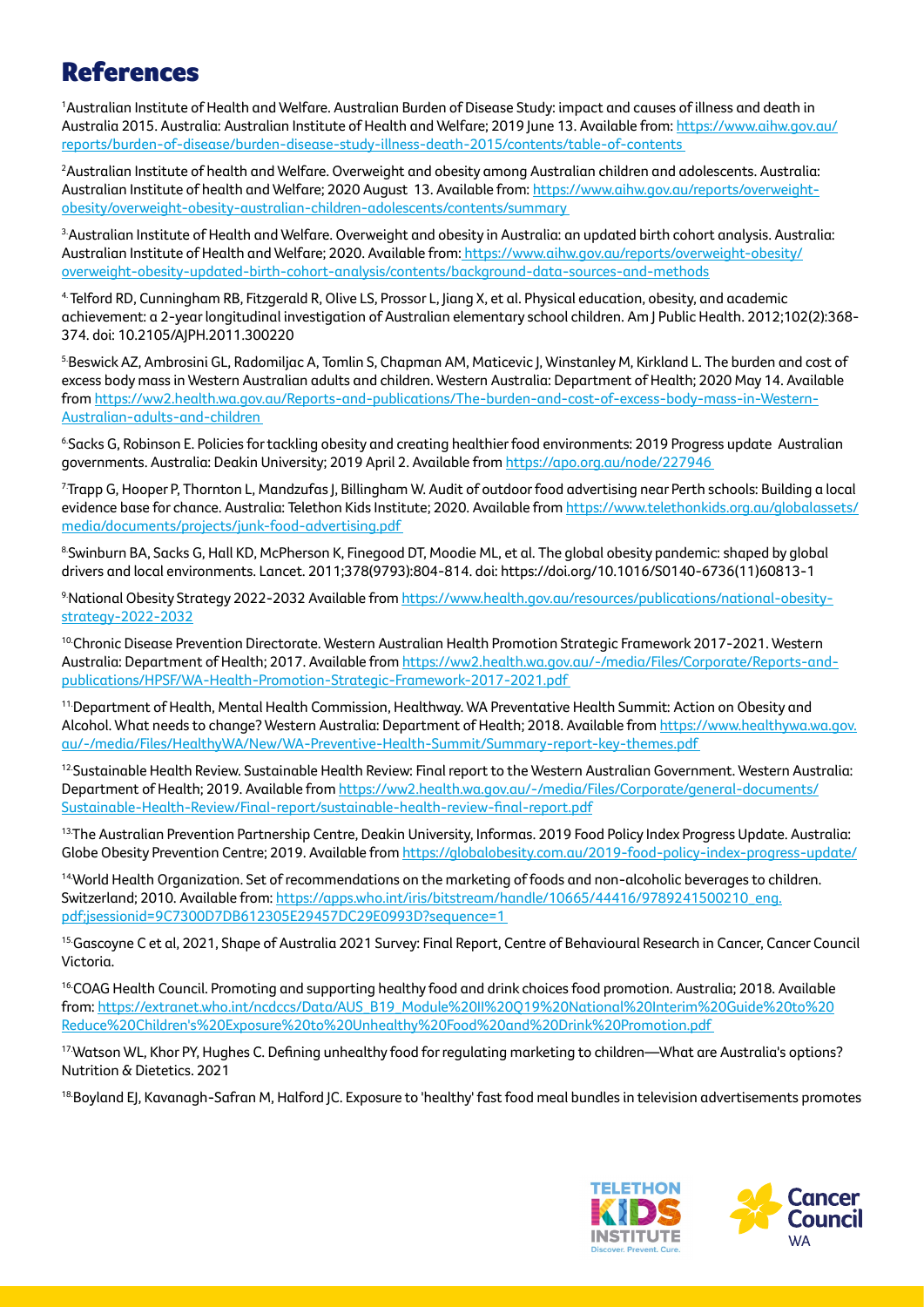# References

[1] Australian Institute of Health and Welfare. Australian Burden of Disease Study: impact and causes of illness and death in Australia 2015. Australia: Australian Institute of Health and Welfare; 2019 June 13. Available from: https://www.aihw.gov.au/reports/burden-of-disease/burden-disease-study-illness-death-2015/contents/table-of-contents

[2] Australian Institute of health and Welfare. Overweight and obesity among Australian children and adolescents. Australia: Australian Institute of health and Welfare; 2020 August 13. Available from: https://www.aihw.gov.au/reports/overweight-obesity/overweight-obesity-australian-children-adolescents/contents/summary

[3] Australian Institute of Health and Welfare. Overweight and obesity in Australia: an updated birth cohort analysis. Australia: Australian Institute of Health and Welfare; 2020. Available from: https://www.aihw.gov.au/reports/overweight-obesity/overweight-obesity-updated-birth-cohort-analysis/contents/background-data-sources-and-methods

[4] Telford RD, Cunningham RB, Fitzgerald R, Olive LS, Prossor L, Jiang X, et al. Physical education, obesity, and academic achievement: a 2-year longitudinal investigation of Australian elementary school children. Am J Public Health. 2012;102(2):368-374. doi: 10.2105/AJPH.2011.300220

[5] Beswick AZ, Ambrosini GL, Radomiljac A, Tomlin S, Chapman AM, Maticevic J, Winstanley M, Kirkland L. The burden and cost of excess body mass in Western Australian adults and children. Western Australia: Department of Health; 2020 May 14. Available from https://ww2.health.wa.gov.au/Reports-and-publications/The-burden-and-cost-of-excess-body-mass-in-Western-Australian-adults-and-children

[6] Sacks G, Robinson E. Policies for tackling obesity and creating healthier food environments: 2019 Progress update Australian governments. Australia: Deakin University; 2019 April 2. Available from https://apo.org.au/node/227946

[7] Trapp G, Hooper P, Thornton L, Mandzufas J, Billingham W. Audit of outdoor food advertising near Perth schools: Building a local evidence base for chance. Australia: Telethon Kids Institute; 2020. Available from https://www.telethonkids.org.au/globalassets/media/documents/projects/junk-food-advertising.pdf

[8] Swinburn BA, Sacks G, Hall KD, McPherson K, Finegood DT, Moodie ML, et al. The global obesity pandemic: shaped by global drivers and local environments. Lancet. 2011;378(9793):804-814. doi: https://doi.org/10.1016/S0140-6736(11)60813-1

[9] National Obesity Strategy 2022-2032 Available from https://www.health.gov.au/resources/publications/national-obesity-strategy-2022-2032

[10] Chronic Disease Prevention Directorate. Western Australian Health Promotion Strategic Framework 2017-2021. Western Australia: Department of Health; 2017. Available from https://ww2.health.wa.gov.au/~/media/Files/Corporate/Reports-and-publications/HPSF/WA-Health-Promotion-Strategic-Framework-2017-2021.pdf

[11] Department of Health, Mental Health Commission, Healthway. WA Preventative Health Summit: Action on Obesity and Alcohol. What needs to change? Western Australia: Department of Health; 2018. Available from https://www.healthywa.wa.gov.au/~/media/Files/HealthyWA/New/WA-Preventive-Health-Summit/Summary-report-key-themes.pdf

[12] Sustainable Health Review. Sustainable Health Review: Final report to the Western Australian Government. Western Australia: Department of Health; 2019. Available from https://ww2.health.wa.gov.au/~/media/Files/Corporate/general-documents/Sustainable-Health-Review/Final-report/sustainable-health-review-final-report.pdf

[13] The Australian Prevention Partnership Centre, Deakin University, Informas. 2019 Food Policy Index Progress Update. Australia: Globe Obesity Prevention Centre; 2019. Available from https://globalobesity.com.au/2019-food-policy-index-progress-update/

[14] World Health Organization. Set of recommendations on the marketing of foods and non-alcoholic beverages to children. Switzerland; 2010. Available from: https://apps.who.int/iris/bitstream/handle/10665/44416/9789241500210_eng.pdf;jsessionid=9C7300D7DB612305E29457DC29E0993D?sequence=1

[15] Gascoyne C et al, 2021, Shape of Australia 2021 Survey: Final Report, Centre of Behavioural Research in Cancer, Cancer Council Victoria.

[16] COAG Health Council. Promoting and supporting healthy food and drink choices food promotion. Australia; 2018. Available from: https://extranet.who.int/ncdccs/Data/AUS_B19_Module%20II%20Q19%20National%20Interim%20Guide%20to%20Reduce%20Children's%20Exposure%20to%20Unhealthy%20Food%20and%20Drink%20Promotion.pdf

[17] Watson WL, Khor PY, Hughes C. Defining unhealthy food for regulating marketing to children—What are Australia's options? Nutrition & Dietetics. 2021

[18] Boyland EJ, Kavanagh-Safran M, Halford JC. Exposure to 'healthy' fast food meal bundles in television advertisements promotes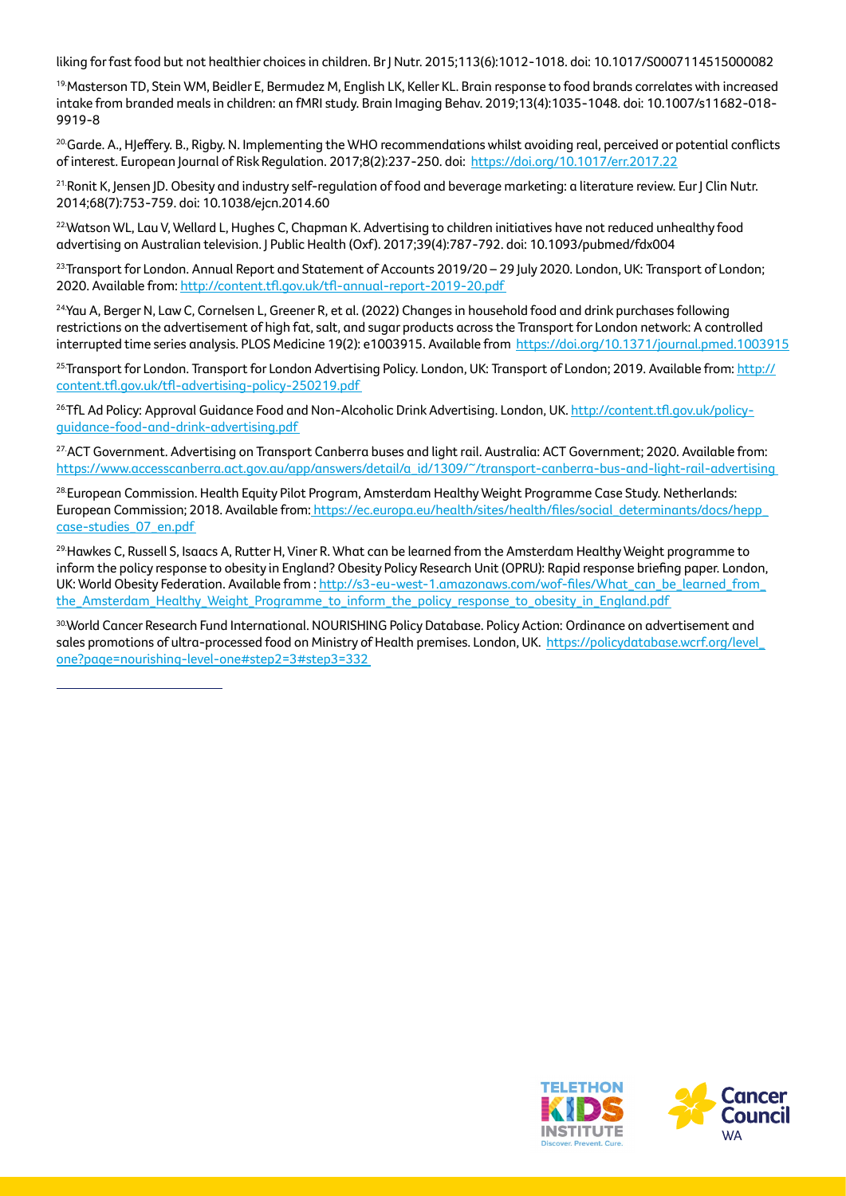liking for fast food but not healthier choices in children. Br J Nutr. 2015;113(6):1012-1018. doi: 10.1017/S0007114515000082

[19] Masterson TD, Stein WM, Beidler E, Bermudez M, English LK, Keller KL. Brain response to food brands correlates with increased intake from branded meals in children: an fMRI study. Brain Imaging Behav. 2019;13(4):1035-1048. doi: 10.1007/s11682-018-9919-8

[20] Garde. A., HJeffery. B., Rigby. N. Implementing the WHO recommendations whilst avoiding real, perceived or potential conflicts of interest. European Journal of Risk Regulation. 2017;8(2):237-250. doi: https://doi.org/10.1017/err.2017.22

[21] Ronit K, Jensen JD. Obesity and industry self-regulation of food and beverage marketing: a literature review. Eur J Clin Nutr. 2014;68(7):753-759. doi: 10.1038/ejcn.2014.60

[22] Watson WL, Lau V, Wellard L, Hughes C, Chapman K. Advertising to children initiatives have not reduced unhealthy food advertising on Australian television. J Public Health (Oxf). 2017;39(4):787-792. doi: 10.1093/pubmed/fdx004

[23] Transport for London. Annual Report and Statement of Accounts 2019/20 – 29 July 2020. London, UK: Transport of London; 2020. Available from: http://content.tfl.gov.uk/tfl-annual-report-2019-20.pdf

[24] Yau A, Berger N, Law C, Cornelsen L, Greener R, et al. (2022) Changes in household food and drink purchases following restrictions on the advertisement of high fat, salt, and sugar products across the Transport for London network: A controlled interrupted time series analysis. PLOS Medicine 19(2): e1003915. Available from https://doi.org/10.1371/journal.pmed.1003915

[25] Transport for London. Transport for London Advertising Policy. London, UK: Transport of London; 2019. Available from: http://content.tfl.gov.uk/tfl-advertising-policy-250219.pdf

[26] TfL Ad Policy: Approval Guidance Food and Non-Alcoholic Drink Advertising. London, UK. http://content.tfl.gov.uk/policy-guidance-food-and-drink-advertising.pdf

[27] ACT Government. Advertising on Transport Canberra buses and light rail. Australia: ACT Government; 2020. Available from: https://www.accesscanberra.act.gov.au/app/answers/detail/a_id/1309/~/transport-canberra-bus-and-light-rail-advertising

[28] European Commission. Health Equity Pilot Program, Amsterdam Healthy Weight Programme Case Study. Netherlands: European Commission; 2018. Available from: https://ec.europa.eu/health/sites/health/files/social_determinants/docs/hepp_case-studies_07_en.pdf

[29] Hawkes C, Russell S, Isaacs A, Rutter H, Viner R. What can be learned from the Amsterdam Healthy Weight programme to inform the policy response to obesity in England? Obesity Policy Research Unit (OPRU): Rapid response briefing paper. London, UK: World Obesity Federation. Available from : http://s3-eu-west-1.amazonaws.com/wof-files/What_can_be_learned_from_the_Amsterdam_Healthy_Weight_Programme_to_inform_the_policy_response_to_obesity_in_England.pdf

[30] World Cancer Research Fund International. NOURISHING Policy Database. Policy Action: Ordinance on advertisement and sales promotions of ultra-processed food on Ministry of Health premises. London, UK. https://policydatabase.wcrf.org/level_one?page=nourishing-level-one#step2=3#step3=332